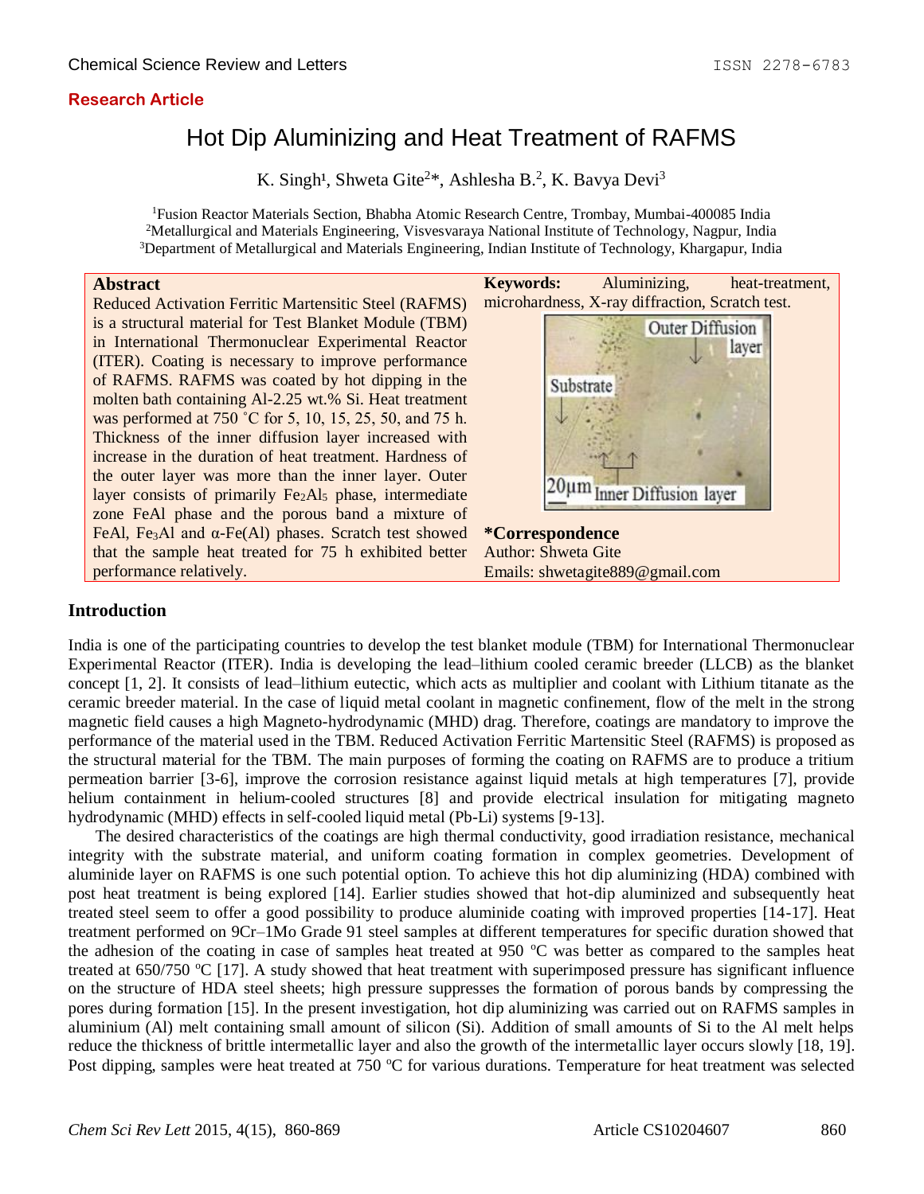**Research Article**

# Hot Dip Aluminizing and Heat Treatment of RAFMS

K. Singh[1], Shweta Gite[2]*, Ashlesha B.[2], K. Bavya Devi[3]

[1]Fusion Reactor Materials Section, Bhabha Atomic Research Centre, Trombay, Mumbai-400085 India
[2]Metallurgical and Materials Engineering, Visvesvaraya National Institute of Technology, Nagpur, India
[3]Department of Metallurgical and Materials Engineering, Indian Institute of Technology, Khargapur, India

## Abstract

Reduced Activation Ferritic Martensitic Steel (RAFMS) is a structural material for Test Blanket Module (TBM) in International Thermonuclear Experimental Reactor (ITER). Coating is necessary to improve performance of RAFMS. RAFMS was coated by hot dipping in the molten bath containing Al-2.25 wt.% Si. Heat treatment was performed at 750 ˚C for 5, 10, 15, 25, 50, and 75 h. Thickness of the inner diffusion layer increased with increase in the duration of heat treatment. Hardness of the outer layer was more than the inner layer. Outer layer consists of primarily $Fe_2Al_5$ phase, intermediate zone FeAl phase and the porous band a mixture of FeAl, $Fe_3Al$ and α-Fe(Al) phases. Scratch test showed that the sample heat treated for 75 h exhibited better performance relatively.

**Keywords:** Aluminizing, heat-treatment, microhardness, X-ray diffraction, Scratch test.

**\*Correspondence**
Author: Shweta Gite
Emails: shwetagite889@gmail.com

## Introduction

India is one of the participating countries to develop the test blanket module (TBM) for International Thermonuclear Experimental Reactor (ITER). India is developing the lead–lithium cooled ceramic breeder (LLCB) as the blanket concept [1, 2]. It consists of lead–lithium eutectic, which acts as multiplier and coolant with Lithium titanate as the ceramic breeder material. In the case of liquid metal coolant in magnetic confinement, flow of the melt in the strong magnetic field causes a high Magneto-hydrodynamic (MHD) drag. Therefore, coatings are mandatory to improve the performance of the material used in the TBM. Reduced Activation Ferritic Martensitic Steel (RAFMS) is proposed as the structural material for the TBM. The main purposes of forming the coating on RAFMS are to produce a tritium permeation barrier [3-6], improve the corrosion resistance against liquid metals at high temperatures [7], provide helium containment in helium-cooled structures [8] and provide electrical insulation for mitigating magneto hydrodynamic (MHD) effects in self-cooled liquid metal (Pb-Li) systems [9-13].

The desired characteristics of the coatings are high thermal conductivity, good irradiation resistance, mechanical integrity with the substrate material, and uniform coating formation in complex geometries. Development of aluminide layer on RAFMS is one such potential option. To achieve this hot dip aluminizing (HDA) combined with post heat treatment is being explored [14]. Earlier studies showed that hot-dip aluminized and subsequently heat treated steel seem to offer a good possibility to produce aluminide coating with improved properties [14-17]. Heat treatment performed on 9Cr–1Mo Grade 91 steel samples at different temperatures for specific duration showed that the adhesion of the coating in case of samples heat treated at 950 ºC was better as compared to the samples heat treated at 650/750 ºC [17]. A study showed that heat treatment with superimposed pressure has significant influence on the structure of HDA steel sheets; high pressure suppresses the formation of porous bands by compressing the pores during formation [15]. In the present investigation, hot dip aluminizing was carried out on RAFMS samples in aluminium (Al) melt containing small amount of silicon (Si). Addition of small amounts of Si to the Al melt helps reduce the thickness of brittle intermetallic layer and also the growth of the intermetallic layer occurs slowly [18, 19]. Post dipping, samples were heat treated at 750 ºC for various durations. Temperature for heat treatment was selected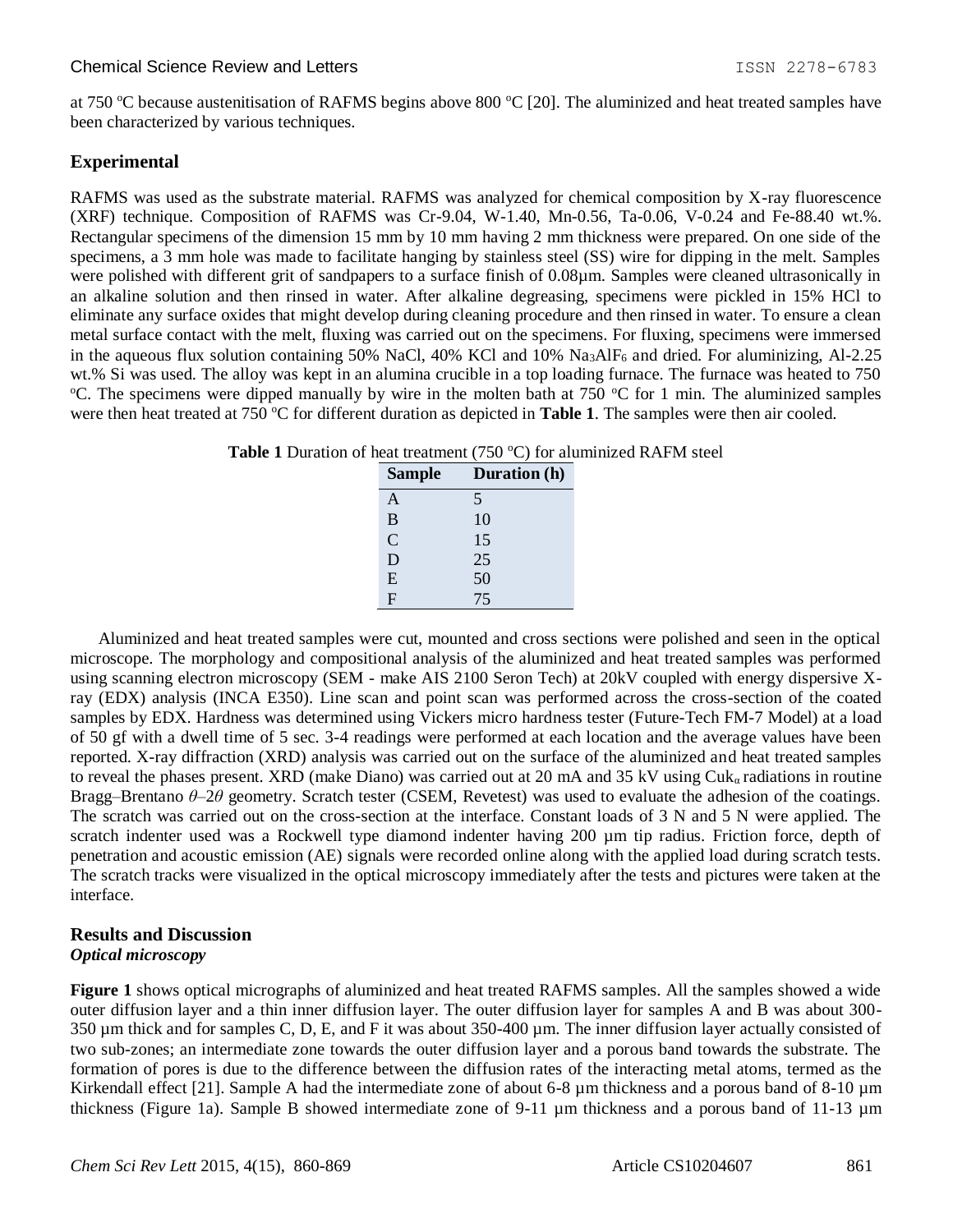at 750 °C because austenitisation of RAFMS begins above 800 °C [20]. The aluminized and heat treated samples have been characterized by various techniques.

## Experimental

RAFMS was used as the substrate material. RAFMS was analyzed for chemical composition by X-ray fluorescence (XRF) technique. Composition of RAFMS was Cr-9.04, W-1.40, Mn-0.56, Ta-0.06, V-0.24 and Fe-88.40 wt.%. Rectangular specimens of the dimension 15 mm by 10 mm having 2 mm thickness were prepared. On one side of the specimens, a 3 mm hole was made to facilitate hanging by stainless steel (SS) wire for dipping in the melt. Samples were polished with different grit of sandpapers to a surface finish of 0.08µm. Samples were cleaned ultrasonically in an alkaline solution and then rinsed in water. After alkaline degreasing, specimens were pickled in 15% HCl to eliminate any surface oxides that might develop during cleaning procedure and then rinsed in water. To ensure a clean metal surface contact with the melt, fluxing was carried out on the specimens. For fluxing, specimens were immersed in the aqueous flux solution containing 50% NaCl, 40% KCl and 10% $Na_3AlF_6$ and dried. For aluminizing, Al-2.25 wt.% Si was used. The alloy was kept in an alumina crucible in a top loading furnace. The furnace was heated to 750 °C. The specimens were dipped manually by wire in the molten bath at 750 °C for 1 min. The aluminized samples were then heat treated at 750 °C for different duration as depicted in **Table 1**. The samples were then air cooled.

**Table 1** Duration of heat treatment (750 °C) for aluminized RAFM steel

| Sample | Duration (h) |
|---|---|
| A | 5 |
| B | 10 |
| C | 15 |
| D | 25 |
| E | 50 |
| F | 75 |

Aluminized and heat treated samples were cut, mounted and cross sections were polished and seen in the optical microscope. The morphology and compositional analysis of the aluminized and heat treated samples was performed using scanning electron microscopy (SEM - make AIS 2100 Seron Tech) at 20kV coupled with energy dispersive X-ray (EDX) analysis (INCA E350). Line scan and point scan was performed across the cross-section of the coated samples by EDX. Hardness was determined using Vickers micro hardness tester (Future-Tech FM-7 Model) at a load of 50 gf with a dwell time of 5 sec. 3-4 readings were performed at each location and the average values have been reported. X-ray diffraction (XRD) analysis was carried out on the surface of the aluminized and heat treated samples to reveal the phases present. XRD (make Diano) was carried out at 20 mA and 35 kV using Cu$K_\alpha$ radiations in routine Bragg–Brentano $\theta$–$2\theta$ geometry. Scratch tester (CSEM, Revetest) was used to evaluate the adhesion of the coatings. The scratch was carried out on the cross-section at the interface. Constant loads of 3 N and 5 N were applied. The scratch indenter used was a Rockwell type diamond indenter having 200 µm tip radius. Friction force, depth of penetration and acoustic emission (AE) signals were recorded online along with the applied load during scratch tests. The scratch tracks were visualized in the optical microscopy immediately after the tests and pictures were taken at the interface.

## Results and Discussion

### *Optical microscopy*

**Figure 1** shows optical micrographs of aluminized and heat treated RAFMS samples. All the samples showed a wide outer diffusion layer and a thin inner diffusion layer. The outer diffusion layer for samples A and B was about 300-350 µm thick and for samples C, D, E, and F it was about 350-400 µm. The inner diffusion layer actually consisted of two sub-zones; an intermediate zone towards the outer diffusion layer and a porous band towards the substrate. The formation of pores is due to the difference between the diffusion rates of the interacting metal atoms, termed as the Kirkendall effect [21]. Sample A had the intermediate zone of about 6-8 µm thickness and a porous band of 8-10 µm thickness (Figure 1a). Sample B showed intermediate zone of 9-11 µm thickness and a porous band of 11-13 µm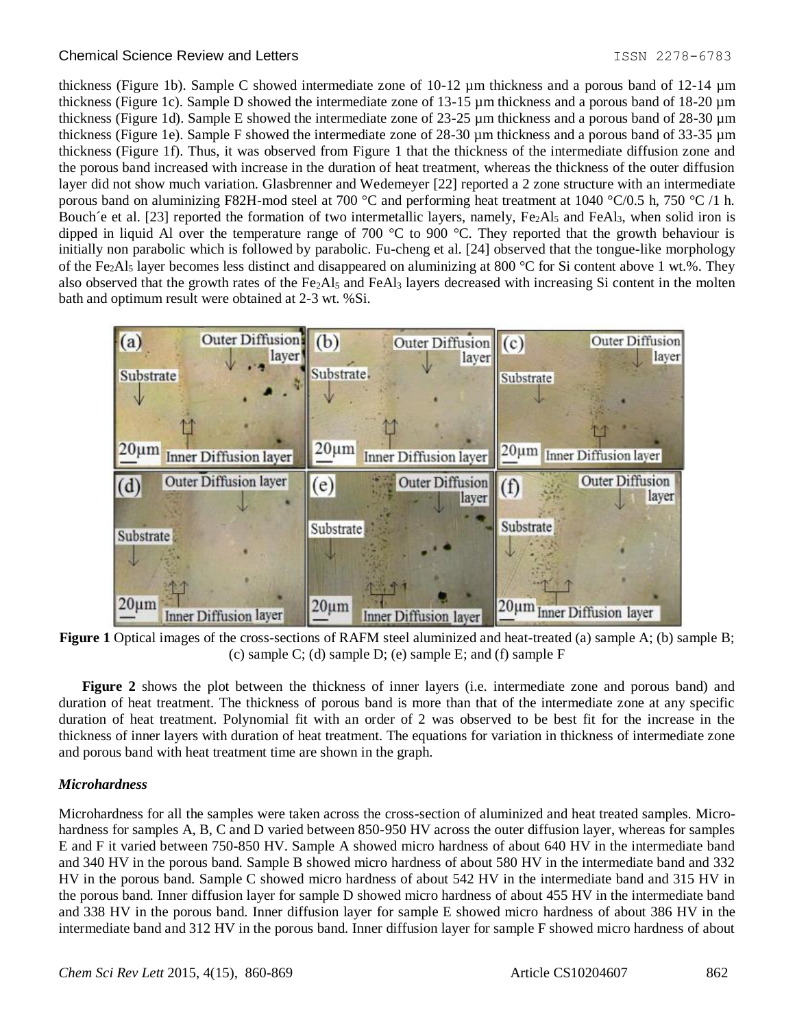thickness (Figure 1b). Sample C showed intermediate zone of 10-12 µm thickness and a porous band of 12-14 µm thickness (Figure 1c). Sample D showed the intermediate zone of 13-15 µm thickness and a porous band of 18-20 µm thickness (Figure 1d). Sample E showed the intermediate zone of 23-25 µm thickness and a porous band of 28-30 µm thickness (Figure 1e). Sample F showed the intermediate zone of 28-30 µm thickness and a porous band of 33-35 µm thickness (Figure 1f). Thus, it was observed from Figure 1 that the thickness of the intermediate diffusion zone and the porous band increased with increase in the duration of heat treatment, whereas the thickness of the outer diffusion layer did not show much variation. Glasbrenner and Wedemeyer [22] reported a 2 zone structure with an intermediate porous band on aluminizing F82H-mod steel at 700 °C and performing heat treatment at 1040 °C/0.5 h, 750 °C /1 h. Bouch´e et al. [23] reported the formation of two intermetallic layers, namely, $Fe_2Al_5$ and $FeAl_3$, when solid iron is dipped in liquid Al over the temperature range of 700 °C to 900 °C. They reported that the growth behaviour is initially non parabolic which is followed by parabolic. Fu-cheng et al. [24] observed that the tongue-like morphology of the $Fe_2Al_5$ layer becomes less distinct and disappeared on aluminizing at 800 °C for Si content above 1 wt.%. They also observed that the growth rates of the $Fe_2Al_5$ and $FeAl_3$ layers decreased with increasing Si content in the molten bath and optimum result were obtained at 2-3 wt. %Si.

**Figure 1** Optical images of the cross-sections of RAFM steel aluminized and heat-treated (a) sample A; (b) sample B; (c) sample C; (d) sample D; (e) sample E; and (f) sample F

**Figure 2** shows the plot between the thickness of inner layers (i.e. intermediate zone and porous band) and duration of heat treatment. The thickness of porous band is more than that of the intermediate zone at any specific duration of heat treatment. Polynomial fit with an order of 2 was observed to be best fit for the increase in the thickness of inner layers with duration of heat treatment. The equations for variation in thickness of intermediate zone and porous band with heat treatment time are shown in the graph.

### *Microhardness*

Microhardness for all the samples were taken across the cross-section of aluminized and heat treated samples. Micro-hardness for samples A, B, C and D varied between 850-950 HV across the outer diffusion layer, whereas for samples E and F it varied between 750-850 HV. Sample A showed micro hardness of about 640 HV in the intermediate band and 340 HV in the porous band. Sample B showed micro hardness of about 580 HV in the intermediate band and 332 HV in the porous band. Sample C showed micro hardness of about 542 HV in the intermediate band and 315 HV in the porous band. Inner diffusion layer for sample D showed micro hardness of about 455 HV in the intermediate band and 338 HV in the porous band. Inner diffusion layer for sample E showed micro hardness of about 386 HV in the intermediate band and 312 HV in the porous band. Inner diffusion layer for sample F showed micro hardness of about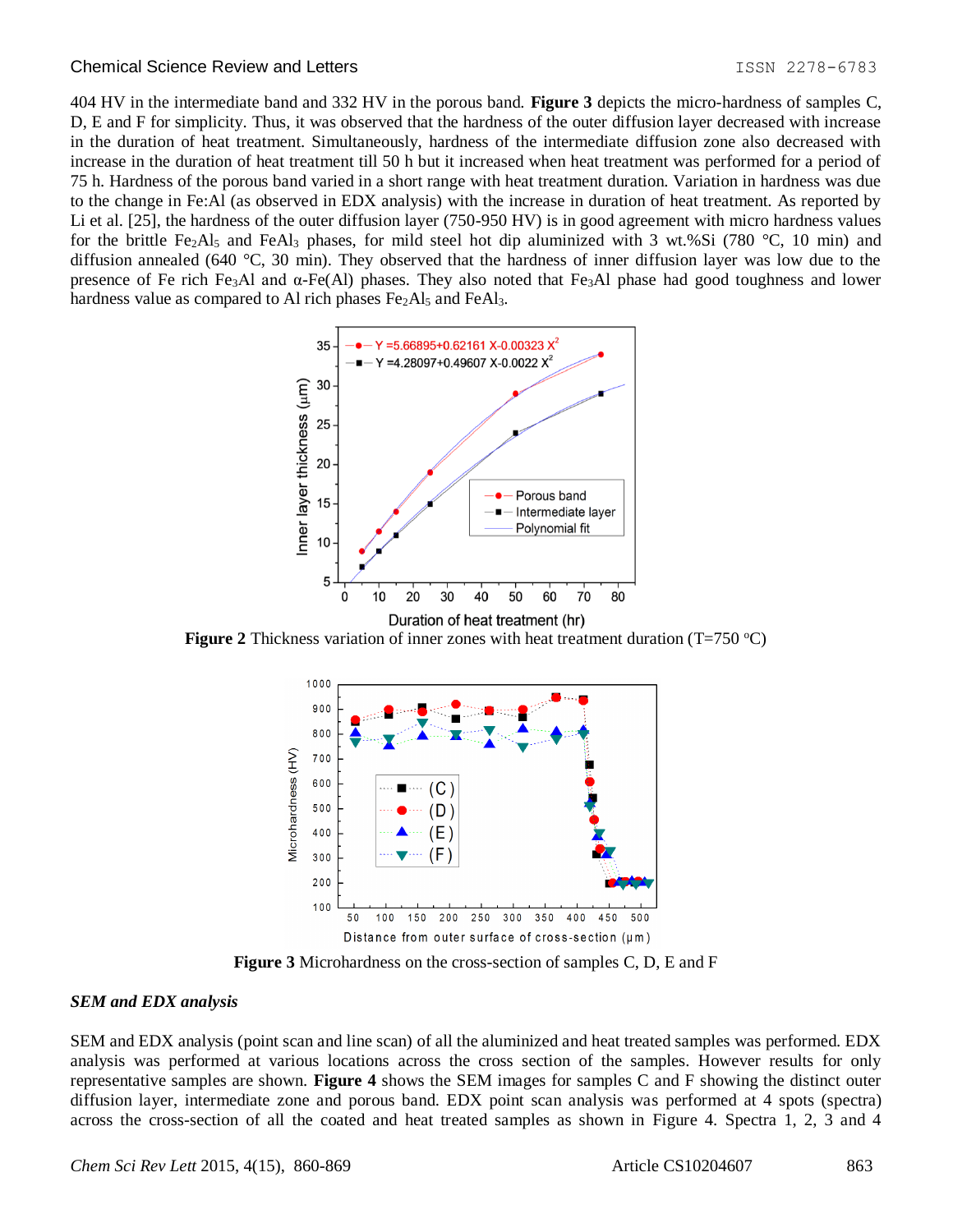404 HV in the intermediate band and 332 HV in the porous band. **Figure 3** depicts the micro-hardness of samples C, D, E and F for simplicity. Thus, it was observed that the hardness of the outer diffusion layer decreased with increase in the duration of heat treatment. Simultaneously, hardness of the intermediate diffusion zone also decreased with increase in the duration of heat treatment till 50 h but it increased when heat treatment was performed for a period of 75 h. Hardness of the porous band varied in a short range with heat treatment duration. Variation in hardness was due to the change in Fe:Al (as observed in EDX analysis) with the increase in duration of heat treatment. As reported by Li et al. [25], the hardness of the outer diffusion layer (750-950 HV) is in good agreement with micro hardness values for the brittle $Fe_2Al_5$ and $FeAl_3$ phases, for mild steel hot dip aluminized with 3 wt.%Si (780 °C, 10 min) and diffusion annealed (640 °C, 30 min). They observed that the hardness of inner diffusion layer was low due to the presence of Fe rich $Fe_3Al$ and α-Fe(Al) phases. They also noted that $Fe_3Al$ phase had good toughness and lower hardness value as compared to Al rich phases $Fe_2Al_5$ and $FeAl_3$.

**Figure 2** Thickness variation of inner zones with heat treatment duration (T=750 °C)

**Figure 3** Microhardness on the cross-section of samples C, D, E and F

### *SEM and EDX analysis*

SEM and EDX analysis (point scan and line scan) of all the aluminized and heat treated samples was performed. EDX analysis was performed at various locations across the cross section of the samples. However results for only representative samples are shown. **Figure 4** shows the SEM images for samples C and F showing the distinct outer diffusion layer, intermediate zone and porous band. EDX point scan analysis was performed at 4 spots (spectra) across the cross-section of all the coated and heat treated samples as shown in Figure 4. Spectra 1, 2, 3 and 4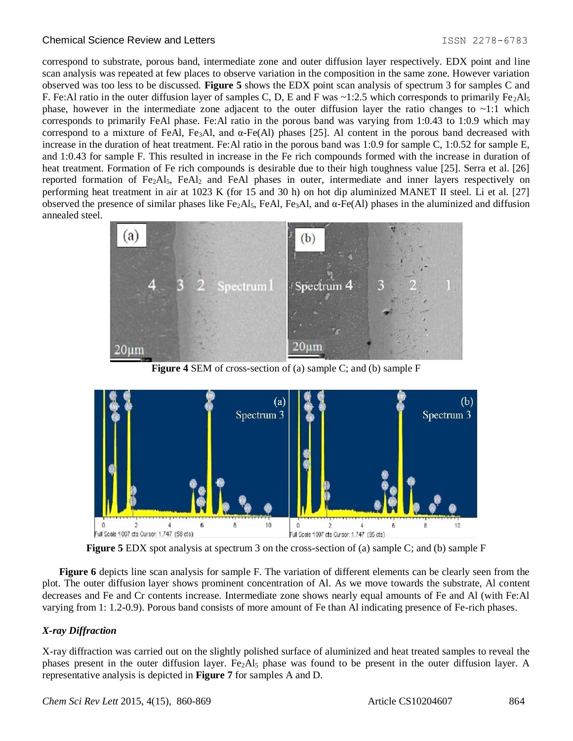correspond to substrate, porous band, intermediate zone and outer diffusion layer respectively. EDX point and line scan analysis was repeated at few places to observe variation in the composition in the same zone. However variation observed was too less to be discussed. **Figure 5** shows the EDX point scan analysis of spectrum 3 for samples C and F. Fe:Al ratio in the outer diffusion layer of samples C, D, E and F was ~1:2.5 which corresponds to primarily $Fe_2Al_5$ phase, however in the intermediate zone adjacent to the outer diffusion layer the ratio changes to ~1:1 which corresponds to primarily FeAl phase. Fe:Al ratio in the porous band was varying from 1:0.43 to 1:0.9 which may correspond to a mixture of FeAl, $Fe_3Al$, and α-Fe(Al) phases [25]. Al content in the porous band decreased with increase in the duration of heat treatment. Fe:Al ratio in the porous band was 1:0.9 for sample C, 1:0.52 for sample E, and 1:0.43 for sample F. This resulted in increase in the Fe rich compounds formed with the increase in duration of heat treatment. Formation of Fe rich compounds is desirable due to their high toughness value [25]. Serra et al. [26] reported formation of $Fe_2Al_5$, $FeAl_2$ and FeAl phases in outer, intermediate and inner layers respectively on performing heat treatment in air at 1023 K (for 15 and 30 h) on hot dip aluminized MANET II steel. Li et al. [27] observed the presence of similar phases like $Fe_2Al_5$, FeAl, $Fe_3Al$, and α-Fe(Al) phases in the aluminized and diffusion annealed steel.

**Figure 4** SEM of cross-section of (a) sample C; and (b) sample F

**Figure 5** EDX spot analysis at spectrum 3 on the cross-section of (a) sample C; and (b) sample F

**Figure 6** depicts line scan analysis for sample F. The variation of different elements can be clearly seen from the plot. The outer diffusion layer shows prominent concentration of Al. As we move towards the substrate, Al content decreases and Fe and Cr contents increase. Intermediate zone shows nearly equal amounts of Fe and Al (with Fe:Al varying from 1: 1.2-0.9). Porous band consists of more amount of Fe than Al indicating presence of Fe-rich phases.

### *X-ray Diffraction*

X-ray diffraction was carried out on the slightly polished surface of aluminized and heat treated samples to reveal the phases present in the outer diffusion layer. $Fe_2Al_5$ phase was found to be present in the outer diffusion layer. A representative analysis is depicted in **Figure 7** for samples A and D.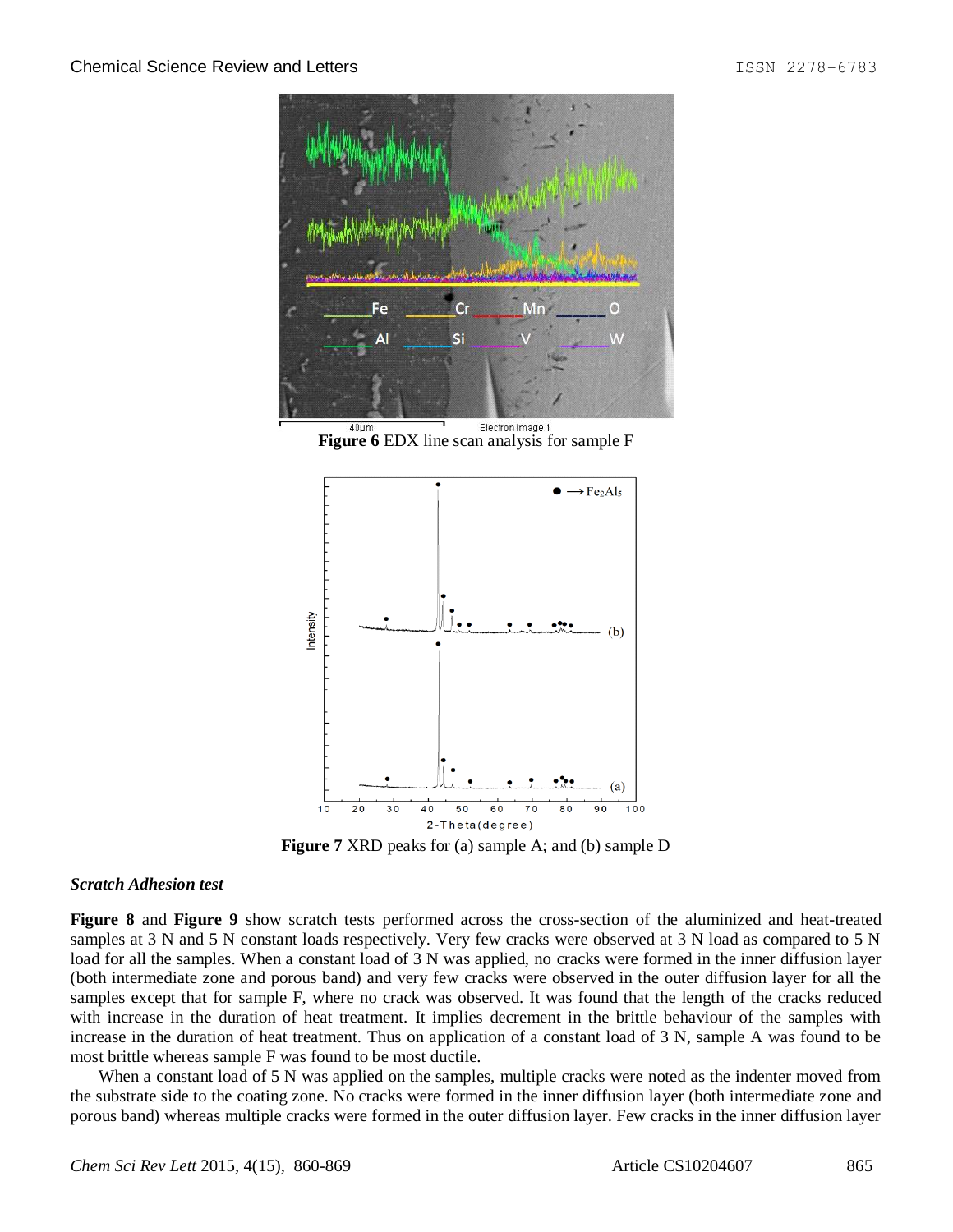**Figure 6** EDX line scan analysis for sample F

**Figure 7** XRD peaks for (a) sample A; and (b) sample D

***Scratch Adhesion test***

**Figure 8** and **Figure 9** show scratch tests performed across the cross-section of the aluminized and heat-treated samples at 3 N and 5 N constant loads respectively. Very few cracks were observed at 3 N load as compared to 5 N load for all the samples. When a constant load of 3 N was applied, no cracks were formed in the inner diffusion layer (both intermediate zone and porous band) and very few cracks were observed in the outer diffusion layer for all the samples except that for sample F, where no crack was observed. It was found that the length of the cracks reduced with increase in the duration of heat treatment. It implies decrement in the brittle behaviour of the samples with increase in the duration of heat treatment. Thus on application of a constant load of 3 N, sample A was found to be most brittle whereas sample F was found to be most ductile.

When a constant load of 5 N was applied on the samples, multiple cracks were noted as the indenter moved from the substrate side to the coating zone. No cracks were formed in the inner diffusion layer (both intermediate zone and porous band) whereas multiple cracks were formed in the outer diffusion layer. Few cracks in the inner diffusion layer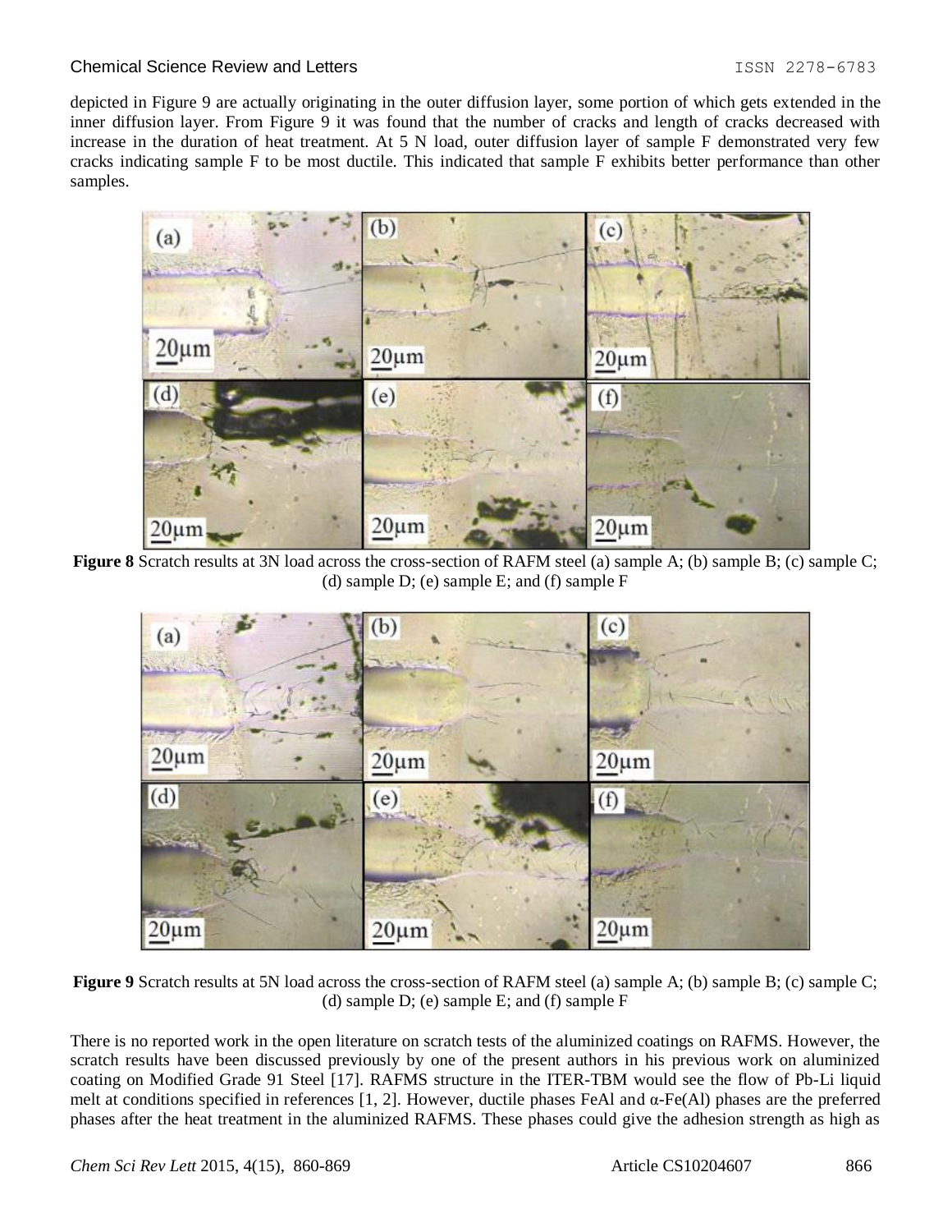depicted in Figure 9 are actually originating in the outer diffusion layer, some portion of which gets extended in the inner diffusion layer. From Figure 9 it was found that the number of cracks and length of cracks decreased with increase in the duration of heat treatment. At 5 N load, outer diffusion layer of sample F demonstrated very few cracks indicating sample F to be most ductile. This indicated that sample F exhibits better performance than other samples.

**Figure 8** Scratch results at 3N load across the cross-section of RAFM steel (a) sample A; (b) sample B; (c) sample C; (d) sample D; (e) sample E; and (f) sample F

**Figure 9** Scratch results at 5N load across the cross-section of RAFM steel (a) sample A; (b) sample B; (c) sample C; (d) sample D; (e) sample E; and (f) sample F

There is no reported work in the open literature on scratch tests of the aluminized coatings on RAFMS. However, the scratch results have been discussed previously by one of the present authors in his previous work on aluminized coating on Modified Grade 91 Steel [17]. RAFMS structure in the ITER-TBM would see the flow of Pb-Li liquid melt at conditions specified in references [1, 2]. However, ductile phases FeAl and α-Fe(Al) phases are the preferred phases after the heat treatment in the aluminized RAFMS. These phases could give the adhesion strength as high as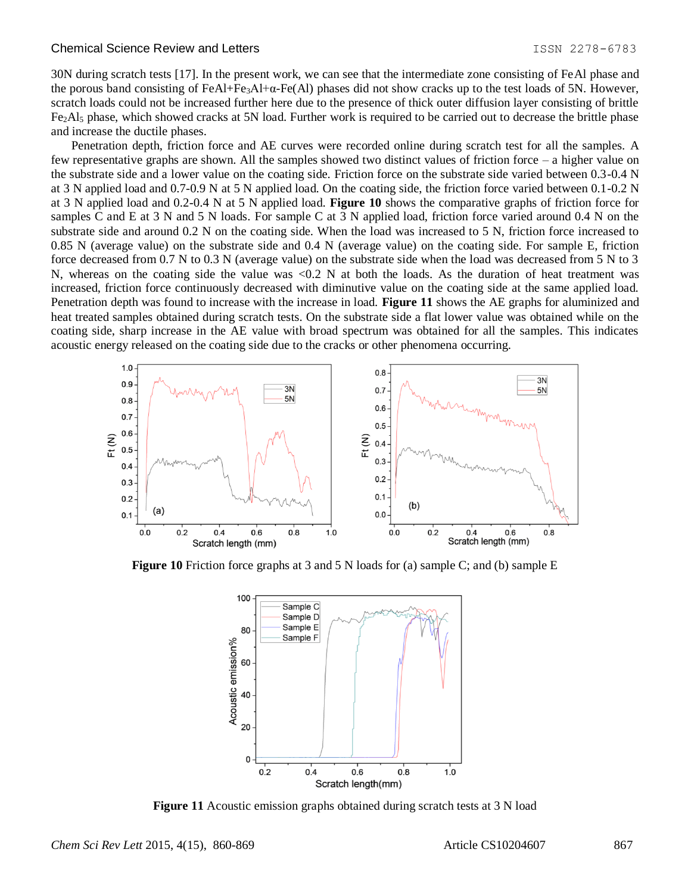30N during scratch tests [17]. In the present work, we can see that the intermediate zone consisting of FeAl phase and the porous band consisting of FeAl+$Fe_3Al$+α-Fe(Al) phases did not show cracks up to the test loads of 5N. However, scratch loads could not be increased further here due to the presence of thick outer diffusion layer consisting of brittle $Fe_2Al_5$ phase, which showed cracks at 5N load. Further work is required to be carried out to decrease the brittle phase and increase the ductile phases.

Penetration depth, friction force and AE curves were recorded online during scratch test for all the samples. A few representative graphs are shown. All the samples showed two distinct values of friction force – a higher value on the substrate side and a lower value on the coating side. Friction force on the substrate side varied between 0.3-0.4 N at 3 N applied load and 0.7-0.9 N at 5 N applied load. On the coating side, the friction force varied between 0.1-0.2 N at 3 N applied load and 0.2-0.4 N at 5 N applied load. **Figure 10** shows the comparative graphs of friction force for samples C and E at 3 N and 5 N loads. For sample C at 3 N applied load, friction force varied around 0.4 N on the substrate side and around 0.2 N on the coating side. When the load was increased to 5 N, friction force increased to 0.85 N (average value) on the substrate side and 0.4 N (average value) on the coating side. For sample E, friction force decreased from 0.7 N to 0.3 N (average value) on the substrate side when the load was decreased from 5 N to 3 N, whereas on the coating side the value was <0.2 N at both the loads. As the duration of heat treatment was increased, friction force continuously decreased with diminutive value on the coating side at the same applied load. Penetration depth was found to increase with the increase in load. **Figure 11** shows the AE graphs for aluminized and heat treated samples obtained during scratch tests. On the substrate side a flat lower value was obtained while on the coating side, sharp increase in the AE value with broad spectrum was obtained for all the samples. This indicates acoustic energy released on the coating side due to the cracks or other phenomena occurring.

**Figure 10** Friction force graphs at 3 and 5 N loads for (a) sample C; and (b) sample E

**Figure 11** Acoustic emission graphs obtained during scratch tests at 3 N load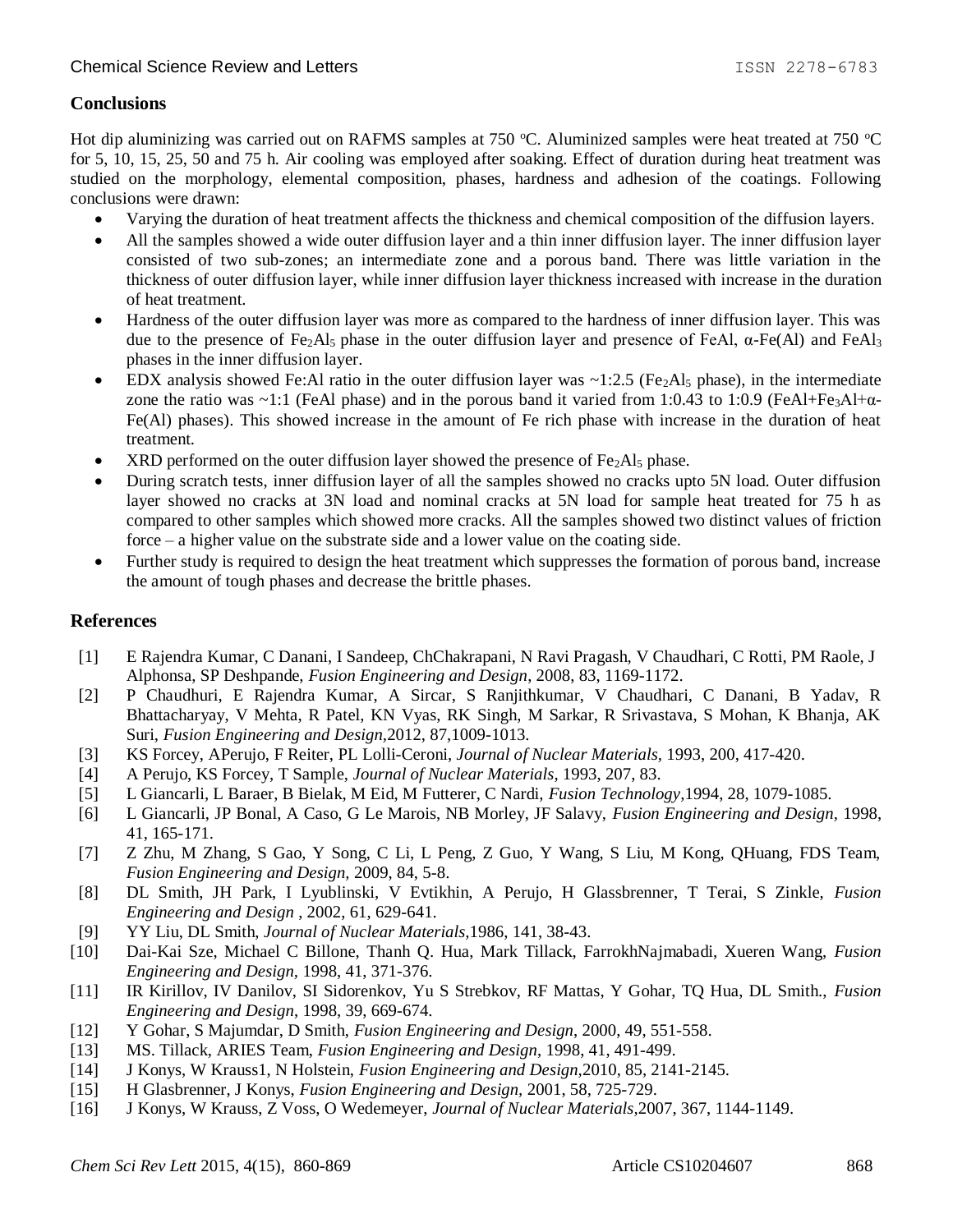## Conclusions

Hot dip aluminizing was carried out on RAFMS samples at 750 $^oC$. Aluminized samples were heat treated at 750 $^oC$ for 5, 10, 15, 25, 50 and 75 h. Air cooling was employed after soaking. Effect of duration during heat treatment was studied on the morphology, elemental composition, phases, hardness and adhesion of the coatings. Following conclusions were drawn:

- Varying the duration of heat treatment affects the thickness and chemical composition of the diffusion layers.
- All the samples showed a wide outer diffusion layer and a thin inner diffusion layer. The inner diffusion layer consisted of two sub-zones; an intermediate zone and a porous band. There was little variation in the thickness of outer diffusion layer, while inner diffusion layer thickness increased with increase in the duration of heat treatment.
- Hardness of the outer diffusion layer was more as compared to the hardness of inner diffusion layer. This was due to the presence of $Fe_2Al_5$ phase in the outer diffusion layer and presence of FeAl, α-Fe(Al) and $FeAl_3$ phases in the inner diffusion layer.
- EDX analysis showed Fe:Al ratio in the outer diffusion layer was ~1:2.5 ($Fe_2Al_5$ phase), in the intermediate zone the ratio was ~1:1 (FeAl phase) and in the porous band it varied from 1:0.43 to 1:0.9 (FeAl+$Fe_3Al$+α-Fe(Al) phases). This showed increase in the amount of Fe rich phase with increase in the duration of heat treatment.
- XRD performed on the outer diffusion layer showed the presence of $Fe_2Al_5$ phase.
- During scratch tests, inner diffusion layer of all the samples showed no cracks upto 5N load. Outer diffusion layer showed no cracks at 3N load and nominal cracks at 5N load for sample heat treated for 75 h as compared to other samples which showed more cracks. All the samples showed two distinct values of friction force – a higher value on the substrate side and a lower value on the coating side.
- Further study is required to design the heat treatment which suppresses the formation of porous band, increase the amount of tough phases and decrease the brittle phases.

## References

[1] E Rajendra Kumar, C Danani, I Sandeep, ChChakrapani, N Ravi Pragash, V Chaudhari, C Rotti, PM Raole, J Alphonsa, SP Deshpande, *Fusion Engineering and Design*, 2008, 83, 1169-1172.

[2] P Chaudhuri, E Rajendra Kumar, A Sircar, S Ranjithkumar, V Chaudhari, C Danani, B Yadav, R Bhattacharyay, V Mehta, R Patel, KN Vyas, RK Singh, M Sarkar, R Srivastava, S Mohan, K Bhanja, AK Suri, *Fusion Engineering and Design,*2012, 87,1009-1013.

[3] KS Forcey, APerujo, F Reiter, PL Lolli-Ceroni, *Journal of Nuclear Materials*, 1993, 200, 417-420.

[4] A Perujo, KS Forcey, T Sample, *Journal of Nuclear Materials*, 1993, 207, 83.

[5] L Giancarli, L Baraer, B Bielak, M Eid, M Futterer, C Nardi, *Fusion Technology,*1994, 28, 1079-1085.

[6] L Giancarli, JP Bonal, A Caso, G Le Marois, NB Morley, JF Salavy, *Fusion Engineering and Design*, 1998, 41, 165-171.

[7] Z Zhu, M Zhang, S Gao, Y Song, C Li, L Peng, Z Guo, Y Wang, S Liu, M Kong, QHuang, FDS Team, *Fusion Engineering and Design,* 2009, 84, 5-8.

[8] DL Smith, JH Park, I Lyublinski, V Evtikhin, A Perujo, H Glassbrenner, T Terai, S Zinkle, *Fusion Engineering and Design* , 2002, 61, 629-641.

[9] YY Liu, DL Smith, *Journal of Nuclear Materials,*1986, 141, 38-43.

[10] Dai-Kai Sze, Michael C Billone, Thanh Q. Hua, Mark Tillack, FarrokhNajmabadi, Xueren Wang, *Fusion Engineering and Design,* 1998, 41, 371-376.

[11] IR Kirillov, IV Danilov, SI Sidorenkov, Yu S Strebkov, RF Mattas, Y Gohar, TQ Hua, DL Smith., *Fusion Engineering and Design*, 1998, 39, 669-674.

[12] Y Gohar, S Majumdar, D Smith, *Fusion Engineering and Design*, 2000, 49, 551-558.

[13] MS. Tillack, ARIES Team, *Fusion Engineering and Design*, 1998, 41, 491-499.

[14] J Konys, W Krauss1, N Holstein, *Fusion Engineering and Design,*2010, 85, 2141-2145.

[15] H Glasbrenner, J Konys, *Fusion Engineering and Design,* 2001, 58, 725-729.

[16] J Konys, W Krauss, Z Voss, O Wedemeyer, *Journal of Nuclear Materials,*2007, 367, 1144-1149.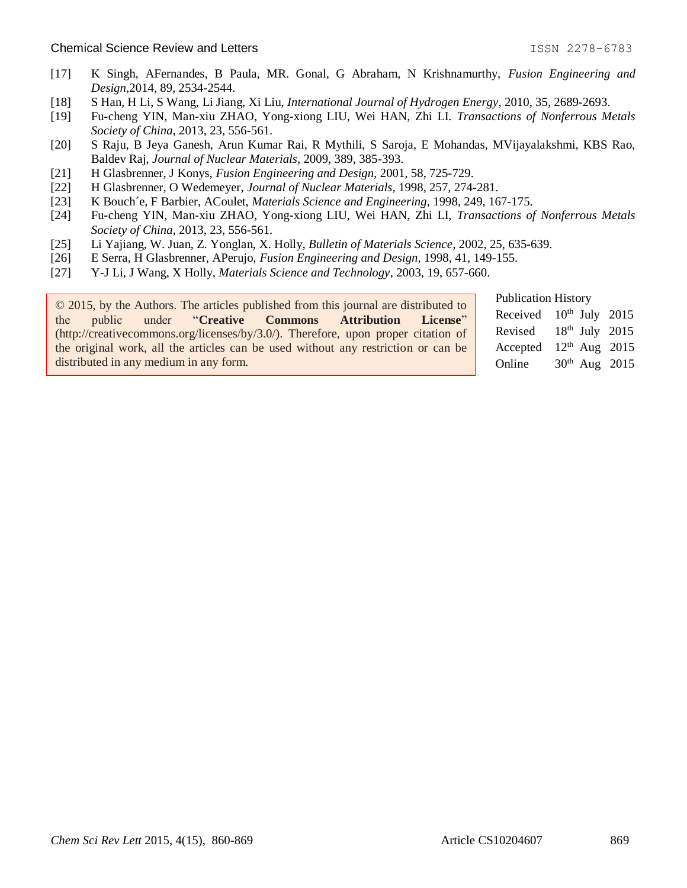[17] K Singh, AFernandes, B Paula, MR. Gonal, G Abraham, N Krishnamurthy, *Fusion Engineering and Design*,2014, 89, 2534-2544.

[18] S Han, H Li, S Wang, Li Jiang, Xi Liu, *International Journal of Hydrogen Energy*, 2010, 35, 2689-2693.

[19] Fu-cheng YIN, Man-xiu ZHAO, Yong-xiong LIU, Wei HAN, Zhi LI. *Transactions of Nonferrous Metals Society of China*, 2013, 23, 556-561.

[20] S Raju, B Jeya Ganesh, Arun Kumar Rai, R Mythili, S Saroja, E Mohandas, MVijayalakshmi, KBS Rao, Baldev Raj, *Journal of Nuclear Materials*, 2009, 389, 385-393.

[21] H Glasbrenner, J Konys, *Fusion Engineering and Design*, 2001, 58, 725-729.

[22] H Glasbrenner, O Wedemeyer, *Journal of Nuclear Materials*, 1998, 257, 274-281.

[23] K Bouch´e, F Barbier, ACoulet, *Materials Science and Engineering*, 1998, 249, 167-175.

[24] Fu-cheng YIN, Man-xiu ZHAO, Yong-xiong LIU, Wei HAN, Zhi LI, *Transactions of Nonferrous Metals Society of China*, 2013, 23, 556-561.

[25] Li Yajiang, W. Juan, Z. Yonglan, X. Holly, *Bulletin of Materials Science*, 2002, 25, 635-639.

[26] E Serra, H Glasbrenner, APerujo, *Fusion Engineering and Design,* 1998, 41, 149-155.

[27] Y-J Li, J Wang, X Holly, *Materials Science and Technology*, 2003, 19, 657-660.

© 2015, by the Authors. The articles published from this journal are distributed to the public under "**Creative Commons Attribution License**" (http://creativecommons.org/licenses/by/3.0/). Therefore, upon proper citation of the original work, all the articles can be used without any restriction or can be distributed in any medium in any form.

Publication History

| | |
|---|---|
| Received | 10th July 2015 |
| Revised | 18th July 2015 |
| Accepted | 12th Aug 2015 |
| Online | 30th Aug 2015 |